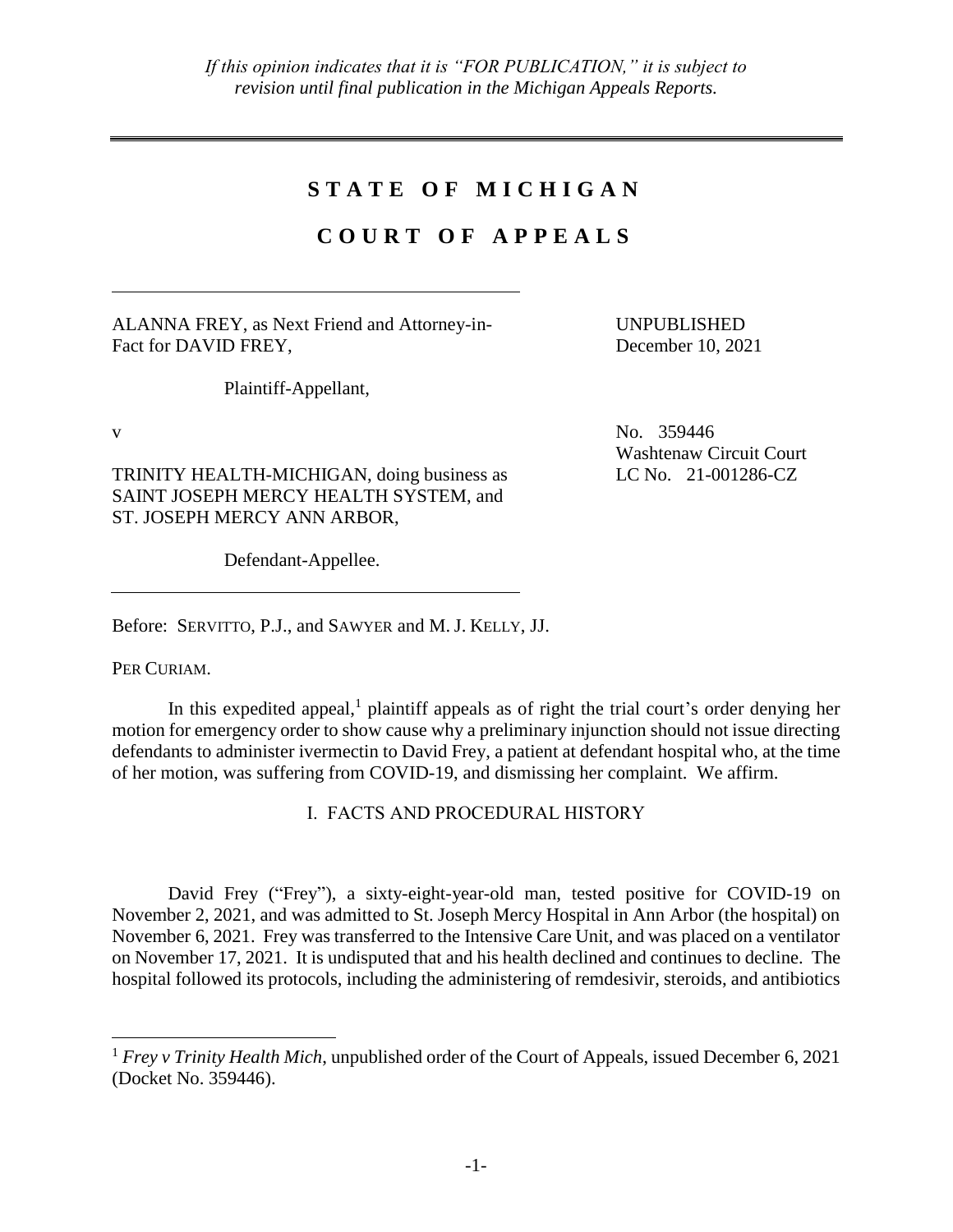*If this opinion indicates that it is "FOR PUBLICATION," it is subject to revision until final publication in the Michigan Appeals Reports.*

# STATE OF MICHIGAN

# COURT OF APPEALS

ALANNA FREY, as Next Friend and Attorney-in-Fact for DAVID FREY,

Plaintiff-Appellant,

v

TRINITY HEALTH-MICHIGAN, doing business as SAINT JOSEPH MERCY HEALTH SYSTEM, and ST. JOSEPH MERCY ANN ARBOR,

Defendant-Appellee.

UNPUBLISHED
December 10, 2021

No. 359446
Washtenaw Circuit Court
LC No. 21-001286-CZ

Before: SERVITTO, P.J., and SAWYER and M. J. KELLY, JJ.

PER CURIAM.

In this expedited appeal,[1] plaintiff appeals as of right the trial court's order denying her motion for emergency order to show cause why a preliminary injunction should not issue directing defendants to administer ivermectin to David Frey, a patient at defendant hospital who, at the time of her motion, was suffering from COVID-19, and dismissing her complaint. We affirm.

## I. FACTS AND PROCEDURAL HISTORY

David Frey ("Frey"), a sixty-eight-year-old man, tested positive for COVID-19 on November 2, 2021, and was admitted to St. Joseph Mercy Hospital in Ann Arbor (the hospital) on November 6, 2021. Frey was transferred to the Intensive Care Unit, and was placed on a ventilator on November 17, 2021. It is undisputed that and his health declined and continues to decline. The hospital followed its protocols, including the administering of remdesivir, steroids, and antibiotics

[1] *Frey v Trinity Health Mich*, unpublished order of the Court of Appeals, issued December 6, 2021 (Docket No. 359446).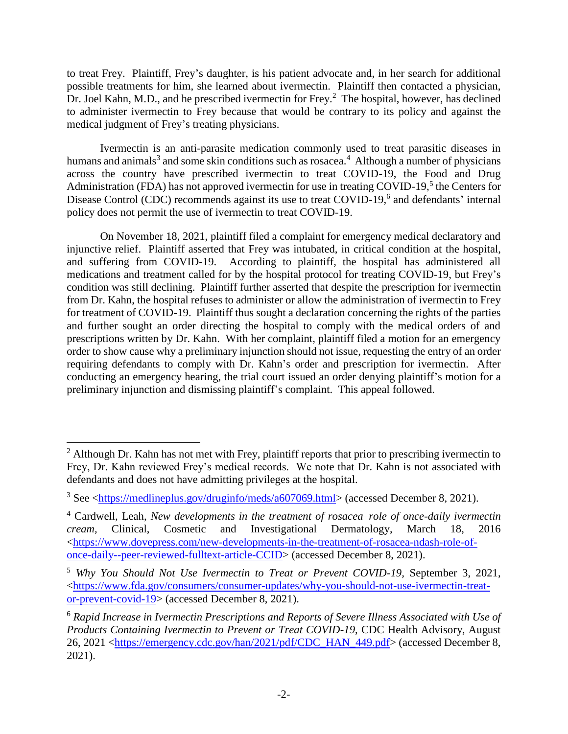to treat Frey. Plaintiff, Frey's daughter, is his patient advocate and, in her search for additional possible treatments for him, she learned about ivermectin. Plaintiff then contacted a physician, Dr. Joel Kahn, M.D., and he prescribed ivermectin for Frey.[2] The hospital, however, has declined to administer ivermectin to Frey because that would be contrary to its policy and against the medical judgment of Frey's treating physicians.

Ivermectin is an anti-parasite medication commonly used to treat parasitic diseases in humans and animals[3] and some skin conditions such as rosacea.[4] Although a number of physicians across the country have prescribed ivermectin to treat COVID-19, the Food and Drug Administration (FDA) has not approved ivermectin for use in treating COVID-19,[5] the Centers for Disease Control (CDC) recommends against its use to treat COVID-19,[6] and defendants' internal policy does not permit the use of ivermectin to treat COVID-19.

On November 18, 2021, plaintiff filed a complaint for emergency medical declaratory and injunctive relief. Plaintiff asserted that Frey was intubated, in critical condition at the hospital, and suffering from COVID-19. According to plaintiff, the hospital has administered all medications and treatment called for by the hospital protocol for treating COVID-19, but Frey's condition was still declining. Plaintiff further asserted that despite the prescription for ivermectin from Dr. Kahn, the hospital refuses to administer or allow the administration of ivermectin to Frey for treatment of COVID-19. Plaintiff thus sought a declaration concerning the rights of the parties and further sought an order directing the hospital to comply with the medical orders of and prescriptions written by Dr. Kahn. With her complaint, plaintiff filed a motion for an emergency order to show cause why a preliminary injunction should not issue, requesting the entry of an order requiring defendants to comply with Dr. Kahn's order and prescription for ivermectin. After conducting an emergency hearing, the trial court issued an order denying plaintiff's motion for a preliminary injunction and dismissing plaintiff's complaint. This appeal followed.

---

[2] Although Dr. Kahn has not met with Frey, plaintiff reports that prior to prescribing ivermectin to Frey, Dr. Kahn reviewed Frey's medical records. We note that Dr. Kahn is not associated with defendants and does not have admitting privileges at the hospital.

[3] See <https://medlineplus.gov/druginfo/meds/a607069.html> (accessed December 8, 2021).

[4] Cardwell, Leah, *New developments in the treatment of rosacea–role of once-daily ivermectin cream*, Clinical, Cosmetic and Investigational Dermatology, March 18, 2016 <https://www.dovepress.com/new-developments-in-the-treatment-of-rosacea-ndash-role-of-once-daily--peer-reviewed-fulltext-article-CCID> (accessed December 8, 2021).

[5] *Why You Should Not Use Ivermectin to Treat or Prevent COVID-19*, September 3, 2021, <https://www.fda.gov/consumers/consumer-updates/why-you-should-not-use-ivermectin-treat-or-prevent-covid-19> (accessed December 8, 2021).

[6] *Rapid Increase in Ivermectin Prescriptions and Reports of Severe Illness Associated with Use of Products Containing Ivermectin to Prevent or Treat COVID-19*, CDC Health Advisory, August 26, 2021 <https://emergency.cdc.gov/han/2021/pdf/CDC_HAN_449.pdf> (accessed December 8, 2021).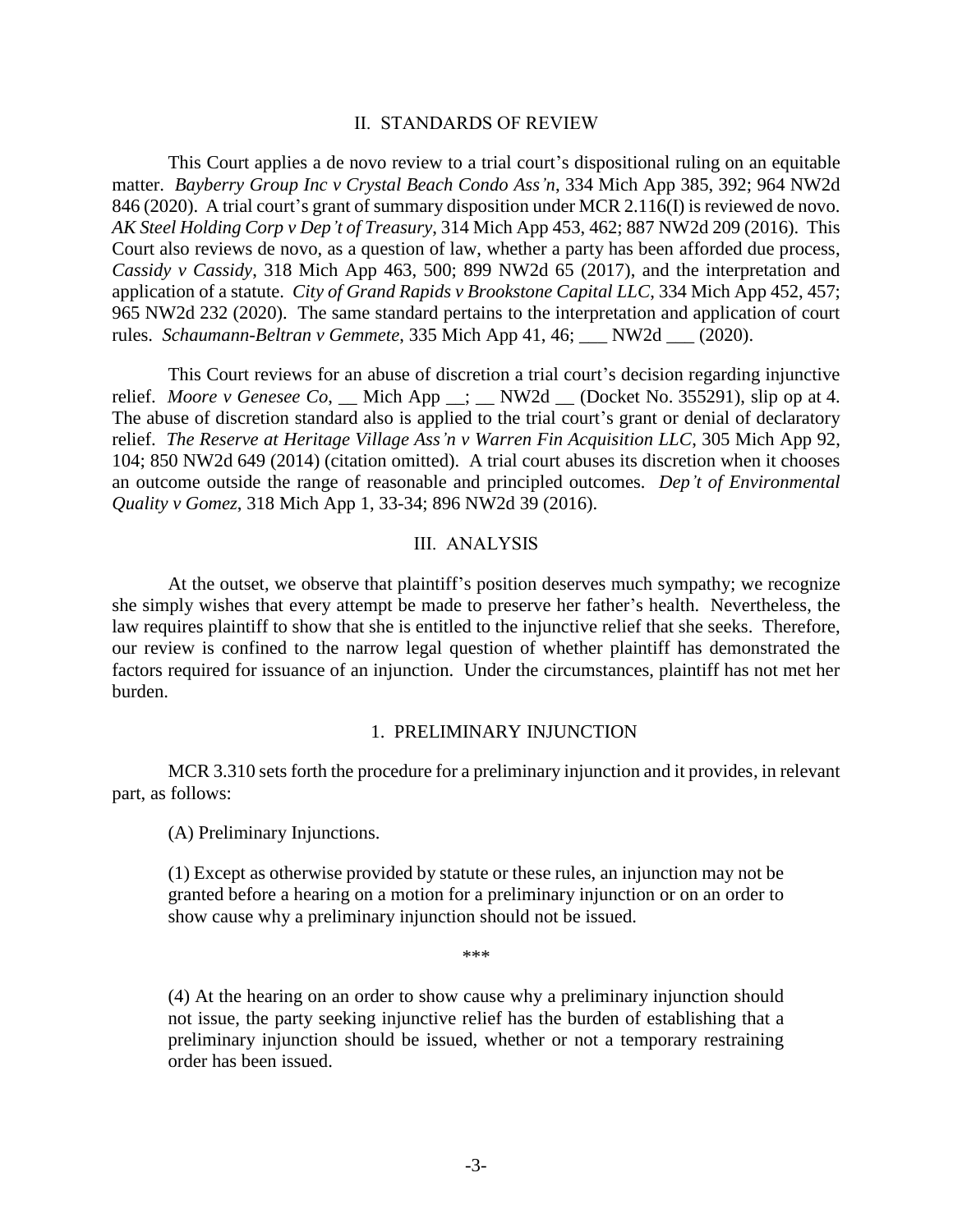## II. STANDARDS OF REVIEW

This Court applies a de novo review to a trial court's dispositional ruling on an equitable matter. *Bayberry Group Inc v Crystal Beach Condo Ass'n*, 334 Mich App 385, 392; 964 NW2d 846 (2020). A trial court's grant of summary disposition under MCR 2.116(I) is reviewed de novo. *AK Steel Holding Corp v Dep't of Treasury*, 314 Mich App 453, 462; 887 NW2d 209 (2016). This Court also reviews de novo, as a question of law, whether a party has been afforded due process, *Cassidy v Cassidy*, 318 Mich App 463, 500; 899 NW2d 65 (2017), and the interpretation and application of a statute. *City of Grand Rapids v Brookstone Capital LLC*, 334 Mich App 452, 457; 965 NW2d 232 (2020). The same standard pertains to the interpretation and application of court rules. *Schaumann-Beltran v Gemmete*, 335 Mich App 41, 46; ___ NW2d ___ (2020).

This Court reviews for an abuse of discretion a trial court's decision regarding injunctive relief. *Moore v Genesee Co*, __ Mich App __; __ NW2d __ (Docket No. 355291), slip op at 4. The abuse of discretion standard also is applied to the trial court's grant or denial of declaratory relief. *The Reserve at Heritage Village Ass'n v Warren Fin Acquisition LLC*, 305 Mich App 92, 104; 850 NW2d 649 (2014) (citation omitted). A trial court abuses its discretion when it chooses an outcome outside the range of reasonable and principled outcomes. *Dep't of Environmental Quality v Gomez*, 318 Mich App 1, 33-34; 896 NW2d 39 (2016).

## III. ANALYSIS

At the outset, we observe that plaintiff's position deserves much sympathy; we recognize she simply wishes that every attempt be made to preserve her father's health. Nevertheless, the law requires plaintiff to show that she is entitled to the injunctive relief that she seeks. Therefore, our review is confined to the narrow legal question of whether plaintiff has demonstrated the factors required for issuance of an injunction. Under the circumstances, plaintiff has not met her burden.

### 1. PRELIMINARY INJUNCTION

MCR 3.310 sets forth the procedure for a preliminary injunction and it provides, in relevant part, as follows:

> (A) Preliminary Injunctions.
>
> (1) Except as otherwise provided by statute or these rules, an injunction may not be granted before a hearing on a motion for a preliminary injunction or on an order to show cause why a preliminary injunction should not be issued.
>
> \*\*\*
>
> (4) At the hearing on an order to show cause why a preliminary injunction should not issue, the party seeking injunctive relief has the burden of establishing that a preliminary injunction should be issued, whether or not a temporary restraining order has been issued.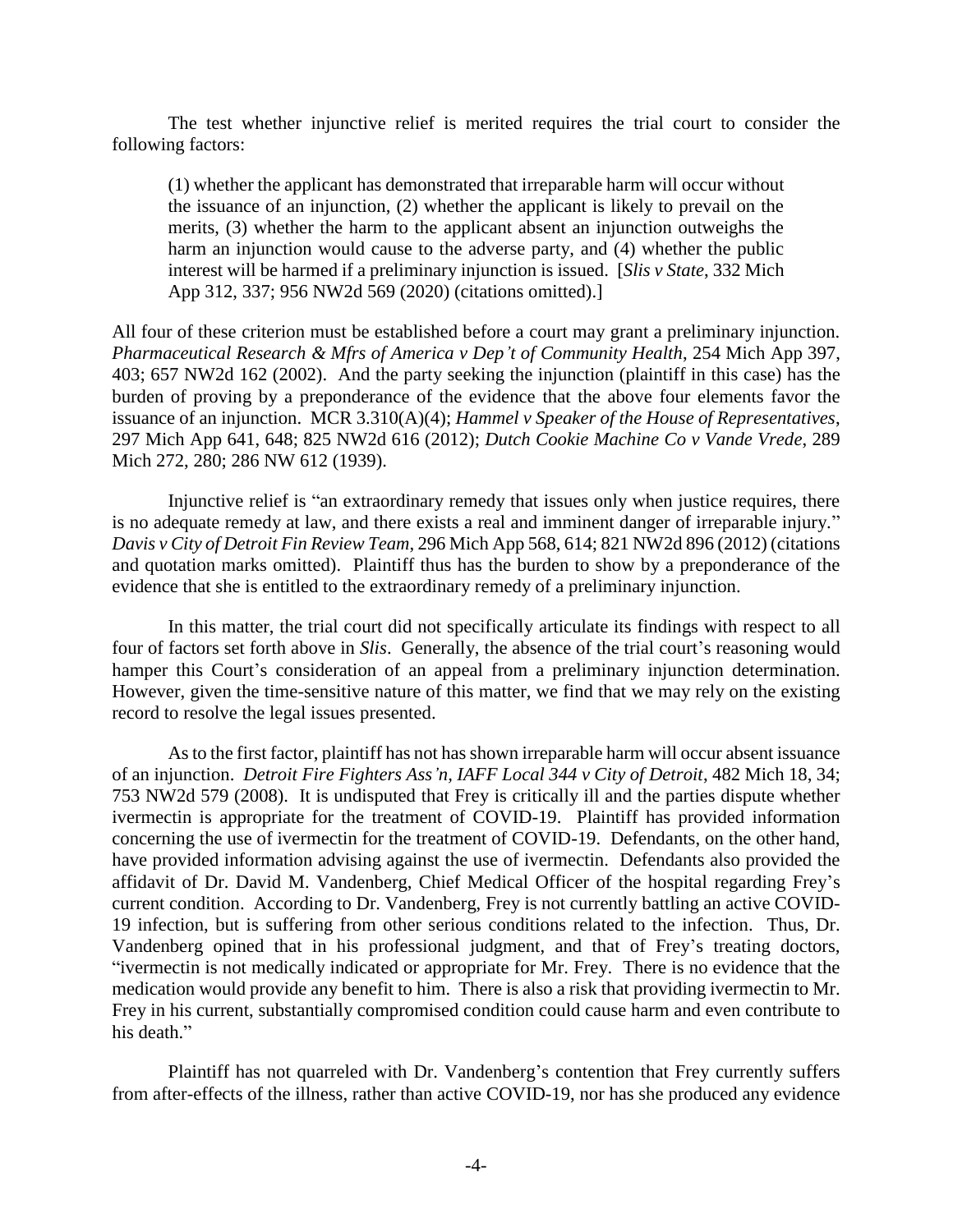The test whether injunctive relief is merited requires the trial court to consider the following factors:

> (1) whether the applicant has demonstrated that irreparable harm will occur without the issuance of an injunction, (2) whether the applicant is likely to prevail on the merits, (3) whether the harm to the applicant absent an injunction outweighs the harm an injunction would cause to the adverse party, and (4) whether the public interest will be harmed if a preliminary injunction is issued. [*Slis v State*, 332 Mich App 312, 337; 956 NW2d 569 (2020) (citations omitted).]

All four of these criterion must be established before a court may grant a preliminary injunction. *Pharmaceutical Research & Mfrs of America v Dep't of Community Health*, 254 Mich App 397, 403; 657 NW2d 162 (2002). And the party seeking the injunction (plaintiff in this case) has the burden of proving by a preponderance of the evidence that the above four elements favor the issuance of an injunction. MCR 3.310(A)(4); *Hammel v Speaker of the House of Representatives*, 297 Mich App 641, 648; 825 NW2d 616 (2012); *Dutch Cookie Machine Co v Vande Vrede*, 289 Mich 272, 280; 286 NW 612 (1939).

Injunctive relief is "an extraordinary remedy that issues only when justice requires, there is no adequate remedy at law, and there exists a real and imminent danger of irreparable injury." *Davis v City of Detroit Fin Review Team*, 296 Mich App 568, 614; 821 NW2d 896 (2012) (citations and quotation marks omitted). Plaintiff thus has the burden to show by a preponderance of the evidence that she is entitled to the extraordinary remedy of a preliminary injunction.

In this matter, the trial court did not specifically articulate its findings with respect to all four of factors set forth above in *Slis*. Generally, the absence of the trial court's reasoning would hamper this Court's consideration of an appeal from a preliminary injunction determination. However, given the time-sensitive nature of this matter, we find that we may rely on the existing record to resolve the legal issues presented.

As to the first factor, plaintiff has not has shown irreparable harm will occur absent issuance of an injunction. *Detroit Fire Fighters Ass'n, IAFF Local 344 v City of Detroit*, 482 Mich 18, 34; 753 NW2d 579 (2008). It is undisputed that Frey is critically ill and the parties dispute whether ivermectin is appropriate for the treatment of COVID-19. Plaintiff has provided information concerning the use of ivermectin for the treatment of COVID-19. Defendants, on the other hand, have provided information advising against the use of ivermectin. Defendants also provided the affidavit of Dr. David M. Vandenberg, Chief Medical Officer of the hospital regarding Frey's current condition. According to Dr. Vandenberg, Frey is not currently battling an active COVID-19 infection, but is suffering from other serious conditions related to the infection. Thus, Dr. Vandenberg opined that in his professional judgment, and that of Frey's treating doctors, "ivermectin is not medically indicated or appropriate for Mr. Frey. There is no evidence that the medication would provide any benefit to him. There is also a risk that providing ivermectin to Mr. Frey in his current, substantially compromised condition could cause harm and even contribute to his death."

Plaintiff has not quarreled with Dr. Vandenberg's contention that Frey currently suffers from after-effects of the illness, rather than active COVID-19, nor has she produced any evidence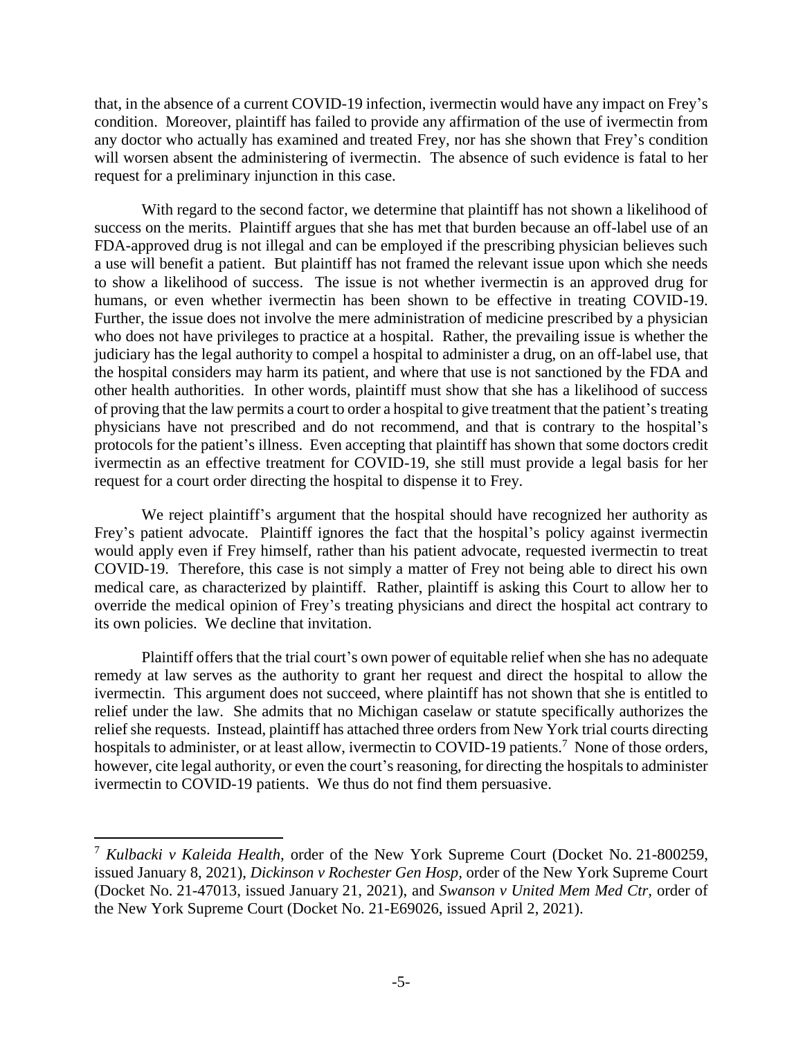that, in the absence of a current COVID-19 infection, ivermectin would have any impact on Frey's condition. Moreover, plaintiff has failed to provide any affirmation of the use of ivermectin from any doctor who actually has examined and treated Frey, nor has she shown that Frey's condition will worsen absent the administering of ivermectin. The absence of such evidence is fatal to her request for a preliminary injunction in this case.

With regard to the second factor, we determine that plaintiff has not shown a likelihood of success on the merits. Plaintiff argues that she has met that burden because an off-label use of an FDA-approved drug is not illegal and can be employed if the prescribing physician believes such a use will benefit a patient. But plaintiff has not framed the relevant issue upon which she needs to show a likelihood of success. The issue is not whether ivermectin is an approved drug for humans, or even whether ivermectin has been shown to be effective in treating COVID-19. Further, the issue does not involve the mere administration of medicine prescribed by a physician who does not have privileges to practice at a hospital. Rather, the prevailing issue is whether the judiciary has the legal authority to compel a hospital to administer a drug, on an off-label use, that the hospital considers may harm its patient, and where that use is not sanctioned by the FDA and other health authorities. In other words, plaintiff must show that she has a likelihood of success of proving that the law permits a court to order a hospital to give treatment that the patient's treating physicians have not prescribed and do not recommend, and that is contrary to the hospital's protocols for the patient's illness. Even accepting that plaintiff has shown that some doctors credit ivermectin as an effective treatment for COVID-19, she still must provide a legal basis for her request for a court order directing the hospital to dispense it to Frey.

We reject plaintiff's argument that the hospital should have recognized her authority as Frey's patient advocate. Plaintiff ignores the fact that the hospital's policy against ivermectin would apply even if Frey himself, rather than his patient advocate, requested ivermectin to treat COVID-19. Therefore, this case is not simply a matter of Frey not being able to direct his own medical care, as characterized by plaintiff. Rather, plaintiff is asking this Court to allow her to override the medical opinion of Frey's treating physicians and direct the hospital act contrary to its own policies. We decline that invitation.

Plaintiff offers that the trial court's own power of equitable relief when she has no adequate remedy at law serves as the authority to grant her request and direct the hospital to allow the ivermectin. This argument does not succeed, where plaintiff has not shown that she is entitled to relief under the law. She admits that no Michigan caselaw or statute specifically authorizes the relief she requests. Instead, plaintiff has attached three orders from New York trial courts directing hospitals to administer, or at least allow, ivermectin to COVID-19 patients.[7] None of those orders, however, cite legal authority, or even the court's reasoning, for directing the hospitals to administer ivermectin to COVID-19 patients. We thus do not find them persuasive.

---

[7] *Kulbacki v Kaleida Health*, order of the New York Supreme Court (Docket No. 21-800259, issued January 8, 2021), *Dickinson v Rochester Gen Hosp*, order of the New York Supreme Court (Docket No. 21-47013, issued January 21, 2021), and *Swanson v United Mem Med Ctr*, order of the New York Supreme Court (Docket No. 21-E69026, issued April 2, 2021).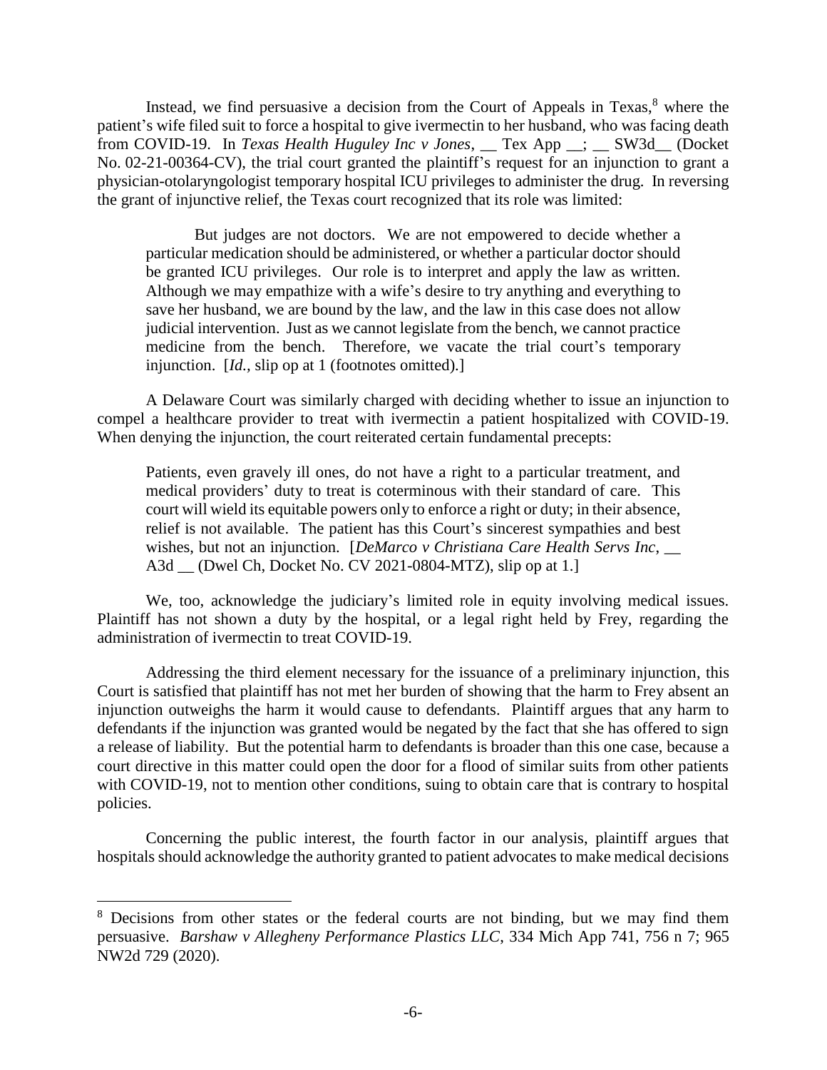Instead, we find persuasive a decision from the Court of Appeals in Texas,[8] where the patient's wife filed suit to force a hospital to give ivermectin to her husband, who was facing death from COVID-19. In *Texas Health Huguley Inc v Jones*, __ Tex App __; __ SW3d__ (Docket No. 02-21-00364-CV), the trial court granted the plaintiff's request for an injunction to grant a physician-otolaryngologist temporary hospital ICU privileges to administer the drug. In reversing the grant of injunctive relief, the Texas court recognized that its role was limited:

> But judges are not doctors. We are not empowered to decide whether a particular medication should be administered, or whether a particular doctor should be granted ICU privileges. Our role is to interpret and apply the law as written. Although we may empathize with a wife's desire to try anything and everything to save her husband, we are bound by the law, and the law in this case does not allow judicial intervention. Just as we cannot legislate from the bench, we cannot practice medicine from the bench. Therefore, we vacate the trial court's temporary injunction. [*Id.*, slip op at 1 (footnotes omitted).]

A Delaware Court was similarly charged with deciding whether to issue an injunction to compel a healthcare provider to treat with ivermectin a patient hospitalized with COVID-19. When denying the injunction, the court reiterated certain fundamental precepts:

> Patients, even gravely ill ones, do not have a right to a particular treatment, and medical providers' duty to treat is coterminous with their standard of care. This court will wield its equitable powers only to enforce a right or duty; in their absence, relief is not available. The patient has this Court's sincerest sympathies and best wishes, but not an injunction. [*DeMarco v Christiana Care Health Servs Inc*, __ A3d __ (Dwel Ch, Docket No. CV 2021-0804-MTZ), slip op at 1.]

We, too, acknowledge the judiciary's limited role in equity involving medical issues. Plaintiff has not shown a duty by the hospital, or a legal right held by Frey, regarding the administration of ivermectin to treat COVID-19.

Addressing the third element necessary for the issuance of a preliminary injunction, this Court is satisfied that plaintiff has not met her burden of showing that the harm to Frey absent an injunction outweighs the harm it would cause to defendants. Plaintiff argues that any harm to defendants if the injunction was granted would be negated by the fact that she has offered to sign a release of liability. But the potential harm to defendants is broader than this one case, because a court directive in this matter could open the door for a flood of similar suits from other patients with COVID-19, not to mention other conditions, suing to obtain care that is contrary to hospital policies.

Concerning the public interest, the fourth factor in our analysis, plaintiff argues that hospitals should acknowledge the authority granted to patient advocates to make medical decisions

---

[8] Decisions from other states or the federal courts are not binding, but we may find them persuasive. *Barshaw v Allegheny Performance Plastics LLC*, 334 Mich App 741, 756 n 7; 965 NW2d 729 (2020).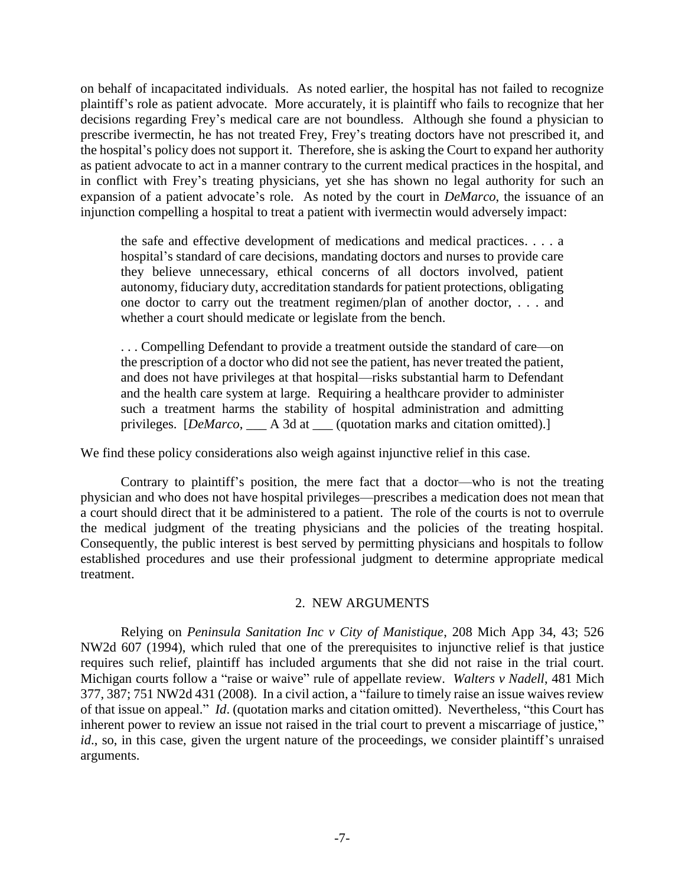on behalf of incapacitated individuals. As noted earlier, the hospital has not failed to recognize plaintiff's role as patient advocate. More accurately, it is plaintiff who fails to recognize that her decisions regarding Frey's medical care are not boundless. Although she found a physician to prescribe ivermectin, he has not treated Frey, Frey's treating doctors have not prescribed it, and the hospital's policy does not support it. Therefore, she is asking the Court to expand her authority as patient advocate to act in a manner contrary to the current medical practices in the hospital, and in conflict with Frey's treating physicians, yet she has shown no legal authority for such an expansion of a patient advocate's role. As noted by the court in *DeMarco*, the issuance of an injunction compelling a hospital to treat a patient with ivermectin would adversely impact:

> the safe and effective development of medications and medical practices. . . . a hospital's standard of care decisions, mandating doctors and nurses to provide care they believe unnecessary, ethical concerns of all doctors involved, patient autonomy, fiduciary duty, accreditation standards for patient protections, obligating one doctor to carry out the treatment regimen/plan of another doctor, . . . and whether a court should medicate or legislate from the bench.
>
> . . . Compelling Defendant to provide a treatment outside the standard of care—on the prescription of a doctor who did not see the patient, has never treated the patient, and does not have privileges at that hospital—risks substantial harm to Defendant and the health care system at large. Requiring a healthcare provider to administer such a treatment harms the stability of hospital administration and admitting privileges. [*DeMarco*, ___ A 3d at ___ (quotation marks and citation omitted).]

We find these policy considerations also weigh against injunctive relief in this case.

Contrary to plaintiff's position, the mere fact that a doctor—who is not the treating physician and who does not have hospital privileges—prescribes a medication does not mean that a court should direct that it be administered to a patient. The role of the courts is not to overrule the medical judgment of the treating physicians and the policies of the treating hospital. Consequently, the public interest is best served by permitting physicians and hospitals to follow established procedures and use their professional judgment to determine appropriate medical treatment.

### 2. NEW ARGUMENTS

Relying on *Peninsula Sanitation Inc v City of Manistique*, 208 Mich App 34, 43; 526 NW2d 607 (1994), which ruled that one of the prerequisites to injunctive relief is that justice requires such relief, plaintiff has included arguments that she did not raise in the trial court. Michigan courts follow a "raise or waive" rule of appellate review. *Walters v Nadell*, 481 Mich 377, 387; 751 NW2d 431 (2008). In a civil action, a "failure to timely raise an issue waives review of that issue on appeal." *Id*. (quotation marks and citation omitted). Nevertheless, "this Court has inherent power to review an issue not raised in the trial court to prevent a miscarriage of justice," *id*., so, in this case, given the urgent nature of the proceedings, we consider plaintiff's unraised arguments.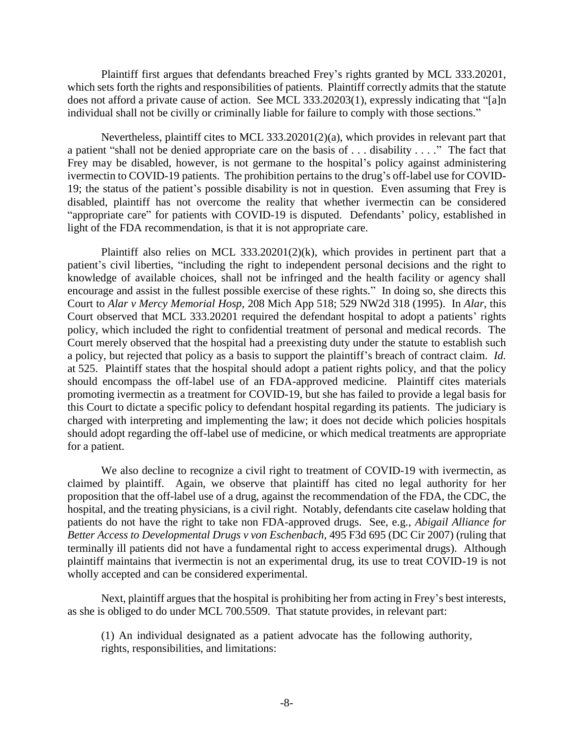Plaintiff first argues that defendants breached Frey's rights granted by MCL 333.20201, which sets forth the rights and responsibilities of patients. Plaintiff correctly admits that the statute does not afford a private cause of action. See MCL 333.20203(1), expressly indicating that "[a]n individual shall not be civilly or criminally liable for failure to comply with those sections."

Nevertheless, plaintiff cites to MCL 333.20201(2)(a), which provides in relevant part that a patient "shall not be denied appropriate care on the basis of . . . disability . . . ." The fact that Frey may be disabled, however, is not germane to the hospital's policy against administering ivermectin to COVID-19 patients. The prohibition pertains to the drug's off-label use for COVID-19; the status of the patient's possible disability is not in question. Even assuming that Frey is disabled, plaintiff has not overcome the reality that whether ivermectin can be considered "appropriate care" for patients with COVID-19 is disputed. Defendants' policy, established in light of the FDA recommendation, is that it is not appropriate care.

Plaintiff also relies on MCL 333.20201(2)(k), which provides in pertinent part that a patient's civil liberties, "including the right to independent personal decisions and the right to knowledge of available choices, shall not be infringed and the health facility or agency shall encourage and assist in the fullest possible exercise of these rights." In doing so, she directs this Court to *Alar v Mercy Memorial Hosp*, 208 Mich App 518; 529 NW2d 318 (1995). In *Alar*, this Court observed that MCL 333.20201 required the defendant hospital to adopt a patients' rights policy, which included the right to confidential treatment of personal and medical records. The Court merely observed that the hospital had a preexisting duty under the statute to establish such a policy, but rejected that policy as a basis to support the plaintiff's breach of contract claim. *Id.* at 525. Plaintiff states that the hospital should adopt a patient rights policy, and that the policy should encompass the off-label use of an FDA-approved medicine. Plaintiff cites materials promoting ivermectin as a treatment for COVID-19, but she has failed to provide a legal basis for this Court to dictate a specific policy to defendant hospital regarding its patients. The judiciary is charged with interpreting and implementing the law; it does not decide which policies hospitals should adopt regarding the off-label use of medicine, or which medical treatments are appropriate for a patient.

We also decline to recognize a civil right to treatment of COVID-19 with ivermectin, as claimed by plaintiff. Again, we observe that plaintiff has cited no legal authority for her proposition that the off-label use of a drug, against the recommendation of the FDA, the CDC, the hospital, and the treating physicians, is a civil right. Notably, defendants cite caselaw holding that patients do not have the right to take non FDA-approved drugs. See, e.g., *Abigail Alliance for Better Access to Developmental Drugs v von Eschenbach*, 495 F3d 695 (DC Cir 2007) (ruling that terminally ill patients did not have a fundamental right to access experimental drugs). Although plaintiff maintains that ivermectin is not an experimental drug, its use to treat COVID-19 is not wholly accepted and can be considered experimental.

Next, plaintiff argues that the hospital is prohibiting her from acting in Frey's best interests, as she is obliged to do under MCL 700.5509. That statute provides, in relevant part:

> (1) An individual designated as a patient advocate has the following authority, rights, responsibilities, and limitations: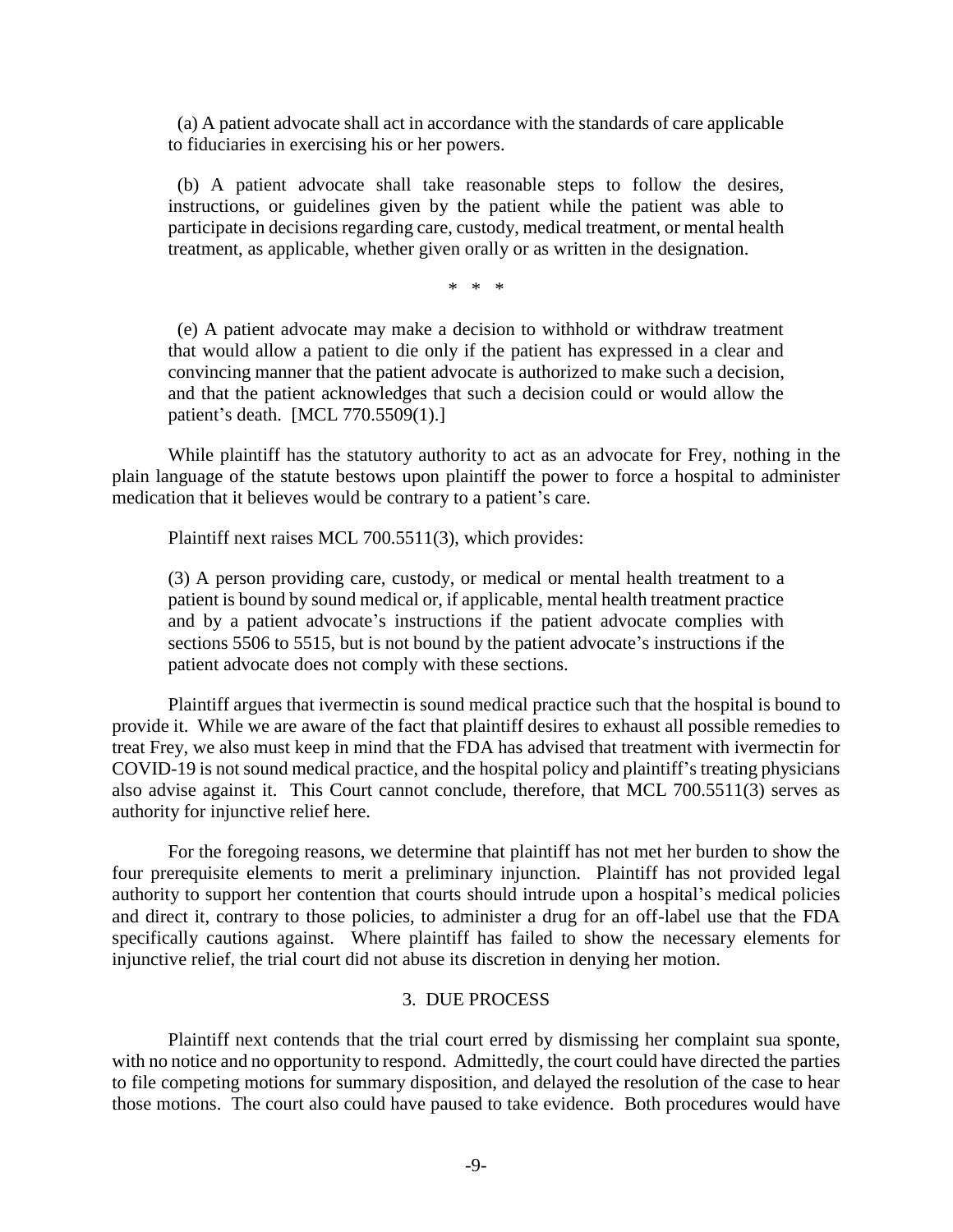> (a) A patient advocate shall act in accordance with the standards of care applicable to fiduciaries in exercising his or her powers.
>
> (b) A patient advocate shall take reasonable steps to follow the desires, instructions, or guidelines given by the patient while the patient was able to participate in decisions regarding care, custody, medical treatment, or mental health treatment, as applicable, whether given orally or as written in the designation.
>
> \* \* \*
>
> (e) A patient advocate may make a decision to withhold or withdraw treatment that would allow a patient to die only if the patient has expressed in a clear and convincing manner that the patient advocate is authorized to make such a decision, and that the patient acknowledges that such a decision could or would allow the patient's death. [MCL 770.5509(1).]

While plaintiff has the statutory authority to act as an advocate for Frey, nothing in the plain language of the statute bestows upon plaintiff the power to force a hospital to administer medication that it believes would be contrary to a patient's care.

Plaintiff next raises MCL 700.5511(3), which provides:

> (3) A person providing care, custody, or medical or mental health treatment to a patient is bound by sound medical or, if applicable, mental health treatment practice and by a patient advocate's instructions if the patient advocate complies with sections 5506 to 5515, but is not bound by the patient advocate's instructions if the patient advocate does not comply with these sections.

Plaintiff argues that ivermectin is sound medical practice such that the hospital is bound to provide it. While we are aware of the fact that plaintiff desires to exhaust all possible remedies to treat Frey, we also must keep in mind that the FDA has advised that treatment with ivermectin for COVID-19 is not sound medical practice, and the hospital policy and plaintiff's treating physicians also advise against it. This Court cannot conclude, therefore, that MCL 700.5511(3) serves as authority for injunctive relief here.

For the foregoing reasons, we determine that plaintiff has not met her burden to show the four prerequisite elements to merit a preliminary injunction. Plaintiff has not provided legal authority to support her contention that courts should intrude upon a hospital's medical policies and direct it, contrary to those policies, to administer a drug for an off-label use that the FDA specifically cautions against. Where plaintiff has failed to show the necessary elements for injunctive relief, the trial court did not abuse its discretion in denying her motion.

### 3. DUE PROCESS

Plaintiff next contends that the trial court erred by dismissing her complaint sua sponte, with no notice and no opportunity to respond. Admittedly, the court could have directed the parties to file competing motions for summary disposition, and delayed the resolution of the case to hear those motions. The court also could have paused to take evidence. Both procedures would have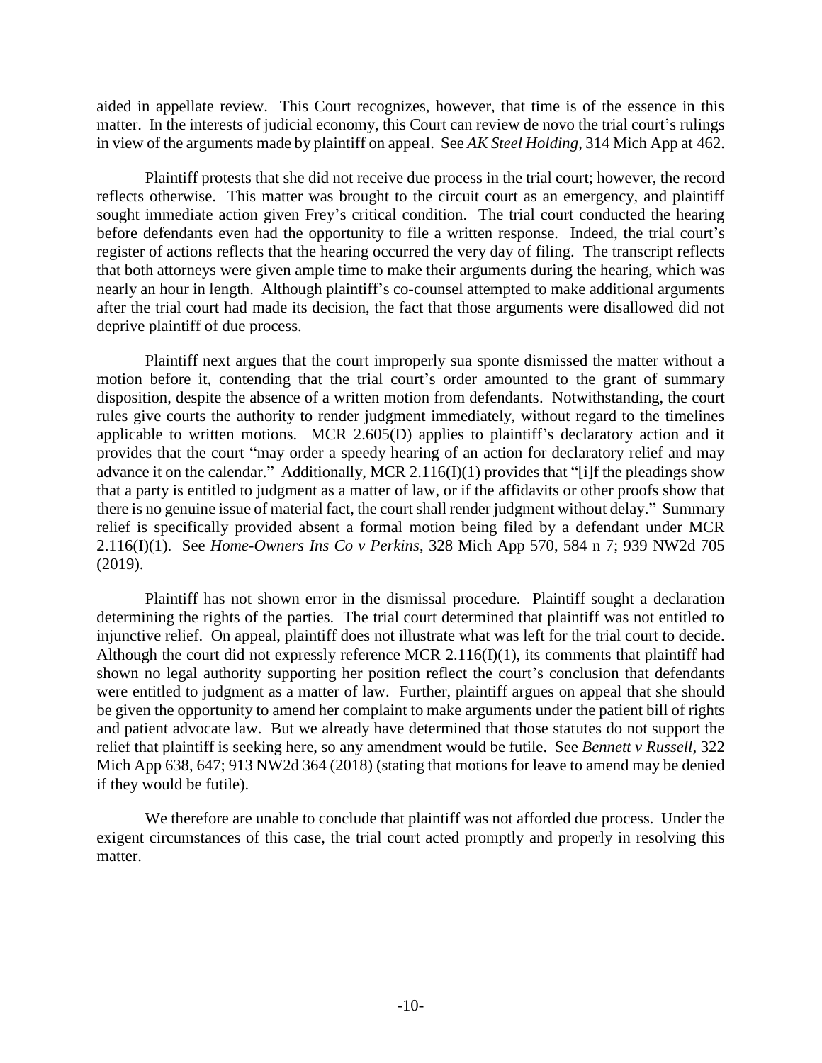aided in appellate review. This Court recognizes, however, that time is of the essence in this matter. In the interests of judicial economy, this Court can review de novo the trial court's rulings in view of the arguments made by plaintiff on appeal. See *AK Steel Holding*, 314 Mich App at 462.

Plaintiff protests that she did not receive due process in the trial court; however, the record reflects otherwise. This matter was brought to the circuit court as an emergency, and plaintiff sought immediate action given Frey's critical condition. The trial court conducted the hearing before defendants even had the opportunity to file a written response. Indeed, the trial court's register of actions reflects that the hearing occurred the very day of filing. The transcript reflects that both attorneys were given ample time to make their arguments during the hearing, which was nearly an hour in length. Although plaintiff's co-counsel attempted to make additional arguments after the trial court had made its decision, the fact that those arguments were disallowed did not deprive plaintiff of due process.

Plaintiff next argues that the court improperly sua sponte dismissed the matter without a motion before it, contending that the trial court's order amounted to the grant of summary disposition, despite the absence of a written motion from defendants. Notwithstanding, the court rules give courts the authority to render judgment immediately, without regard to the timelines applicable to written motions. MCR 2.605(D) applies to plaintiff's declaratory action and it provides that the court "may order a speedy hearing of an action for declaratory relief and may advance it on the calendar." Additionally, MCR 2.116(I)(1) provides that "[i]f the pleadings show that a party is entitled to judgment as a matter of law, or if the affidavits or other proofs show that there is no genuine issue of material fact, the court shall render judgment without delay." Summary relief is specifically provided absent a formal motion being filed by a defendant under MCR 2.116(I)(1). See *Home-Owners Ins Co v Perkins*, 328 Mich App 570, 584 n 7; 939 NW2d 705 (2019).

Plaintiff has not shown error in the dismissal procedure. Plaintiff sought a declaration determining the rights of the parties. The trial court determined that plaintiff was not entitled to injunctive relief. On appeal, plaintiff does not illustrate what was left for the trial court to decide. Although the court did not expressly reference MCR 2.116(I)(1), its comments that plaintiff had shown no legal authority supporting her position reflect the court's conclusion that defendants were entitled to judgment as a matter of law. Further, plaintiff argues on appeal that she should be given the opportunity to amend her complaint to make arguments under the patient bill of rights and patient advocate law. But we already have determined that those statutes do not support the relief that plaintiff is seeking here, so any amendment would be futile. See *Bennett v Russell*, 322 Mich App 638, 647; 913 NW2d 364 (2018) (stating that motions for leave to amend may be denied if they would be futile).

We therefore are unable to conclude that plaintiff was not afforded due process. Under the exigent circumstances of this case, the trial court acted promptly and properly in resolving this matter.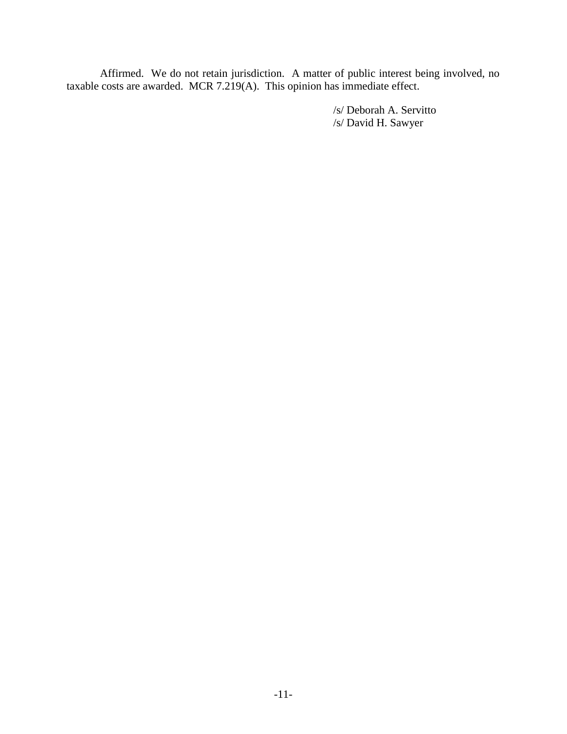Affirmed. We do not retain jurisdiction. A matter of public interest being involved, no taxable costs are awarded. MCR 7.219(A). This opinion has immediate effect.

/s/ Deborah A. Servitto
/s/ David H. Sawyer